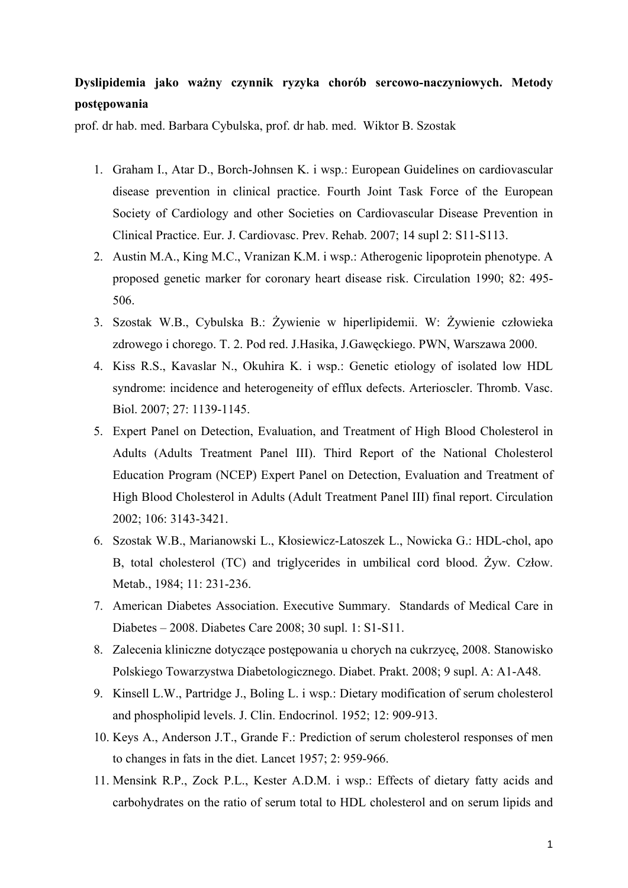**Dyslipidemia jako ważny czynnik ryzyka chorób sercowo-naczyniowych. Metody postępowania**

prof. dr hab. med. Barbara Cybulska, prof. dr hab. med. Wiktor B. Szostak

1. Graham I., Atar D., Borch-Johnsen K. i wsp.: European Guidelines on cardiovascular disease prevention in clinical practice. Fourth Joint Task Force of the European Society of Cardiology and other Societies on Cardiovascular Disease Prevention in Clinical Practice. Eur. J. Cardiovasc. Prev. Rehab. 2007; 14 supl 2: S11-S113.
2. Austin M.A., King M.C., Vranizan K.M. i wsp.: Atherogenic lipoprotein phenotype. A proposed genetic marker for coronary heart disease risk. Circulation 1990; 82: 495-506.
3. Szostak W.B., Cybulska B.: Żywienie w hiperlipidemii. W: Żywienie człowieka zdrowego i chorego. T. 2. Pod red. J.Hasika, J.Gawęckiego. PWN, Warszawa 2000.
4. Kiss R.S., Kavaslar N., Okuhira K. i wsp.: Genetic etiology of isolated low HDL syndrome: incidence and heterogeneity of efflux defects. Arterioscler. Thromb. Vasc. Biol. 2007; 27: 1139-1145.
5. Expert Panel on Detection, Evaluation, and Treatment of High Blood Cholesterol in Adults (Adults Treatment Panel III). Third Report of the National Cholesterol Education Program (NCEP) Expert Panel on Detection, Evaluation and Treatment of High Blood Cholesterol in Adults (Adult Treatment Panel III) final report. Circulation 2002; 106: 3143-3421.
6. Szostak W.B., Marianowski L., Kłosiewicz-Latoszek L., Nowicka G.: HDL-chol, apo B, total cholesterol (TC) and triglycerides in umbilical cord blood. Żyw. Człow. Metab., 1984; 11: 231-236.
7. American Diabetes Association. Executive Summary. Standards of Medical Care in Diabetes – 2008. Diabetes Care 2008; 30 supl. 1: S1-S11.
8. Zalecenia kliniczne dotyczące postępowania u chorych na cukrzycę, 2008. Stanowisko Polskiego Towarzystwa Diabetologicznego. Diabet. Prakt. 2008; 9 supl. A: A1-A48.
9. Kinsell L.W., Partridge J., Boling L. i wsp.: Dietary modification of serum cholesterol and phospholipid levels. J. Clin. Endocrinol. 1952; 12: 909-913.
10. Keys A., Anderson J.T., Grande F.: Prediction of serum cholesterol responses of men to changes in fats in the diet. Lancet 1957; 2: 959-966.
11. Mensink R.P., Zock P.L., Kester A.D.M. i wsp.: Effects of dietary fatty acids and carbohydrates on the ratio of serum total to HDL cholesterol and on serum lipids and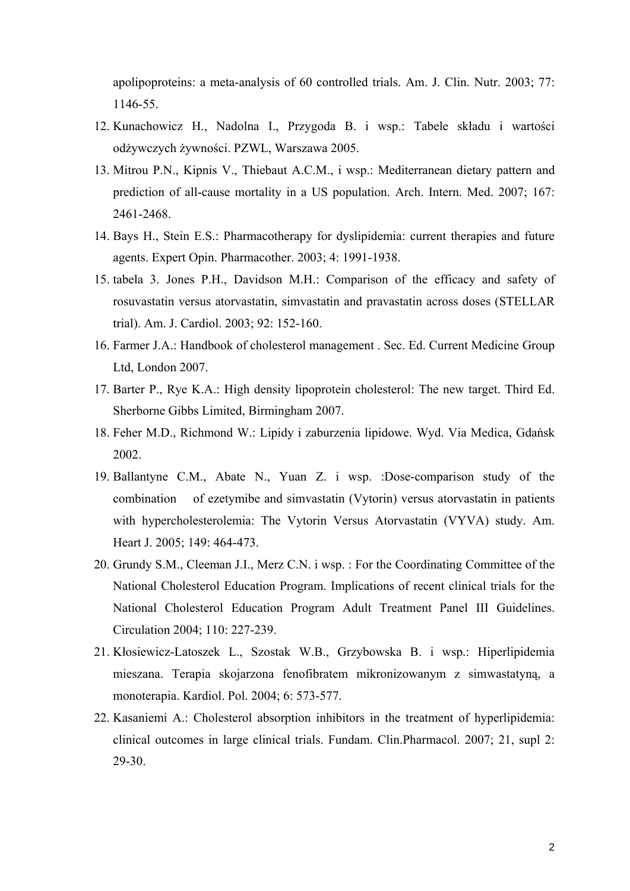apolipoproteins: a meta-analysis of 60 controlled trials. Am. J. Clin. Nutr. 2003; 77: 1146-55.

12. Kunachowicz H., Nadolna I., Przygoda B. i wsp.: Tabele składu i wartości odżywczych żywności. PZWL, Warszawa 2005.
13. Mitrou P.N., Kipnis V., Thiebaut A.C.M., i wsp.: Mediterranean dietary pattern and prediction of all-cause mortality in a US population. Arch. Intern. Med. 2007; 167: 2461-2468.
14. Bays H., Stein E.S.: Pharmacotherapy for dyslipidemia: current therapies and future agents. Expert Opin. Pharmacother. 2003; 4: 1991-1938.
15. tabela 3. Jones P.H., Davidson M.H.: Comparison of the efficacy and safety of rosuvastatin versus atorvastatin, simvastatin and pravastatin across doses (STELLAR trial). Am. J. Cardiol. 2003; 92: 152-160.
16. Farmer J.A.: Handbook of cholesterol management . Sec. Ed. Current Medicine Group Ltd, London 2007.
17. Barter P., Rye K.A.: High density lipoprotein cholesterol: The new target. Third Ed. Sherborne Gibbs Limited, Birmingham 2007.
18. Feher M.D., Richmond W.: Lipidy i zaburzenia lipidowe. Wyd. Via Medica, Gdańsk 2002.
19. Ballantyne C.M., Abate N., Yuan Z. i wsp. :Dose-comparison study of the combination of ezetymibe and simvastatin (Vytorin) versus atorvastatin in patients with hypercholesterolemia: The Vytorin Versus Atorvastatin (VYVA) study. Am. Heart J. 2005; 149: 464-473.
20. Grundy S.M., Cleeman J.I., Merz C.N. i wsp. : For the Coordinating Committee of the National Cholesterol Education Program. Implications of recent clinical trials for the National Cholesterol Education Program Adult Treatment Panel III Guidelines. Circulation 2004; 110: 227-239.
21. Kłosiewicz-Latoszek L., Szostak W.B., Grzybowska B. i wsp.: Hiperlipidemia mieszana. Terapia skojarzona fenofibratem mikronizowanym z simwastatyną, a monoterapia. Kardiol. Pol. 2004; 6: 573-577.
22. Kasaniemi A.: Cholesterol absorption inhibitors in the treatment of hyperlipidemia: clinical outcomes in large clinical trials. Fundam. Clin.Pharmacol. 2007; 21, supl 2: 29-30.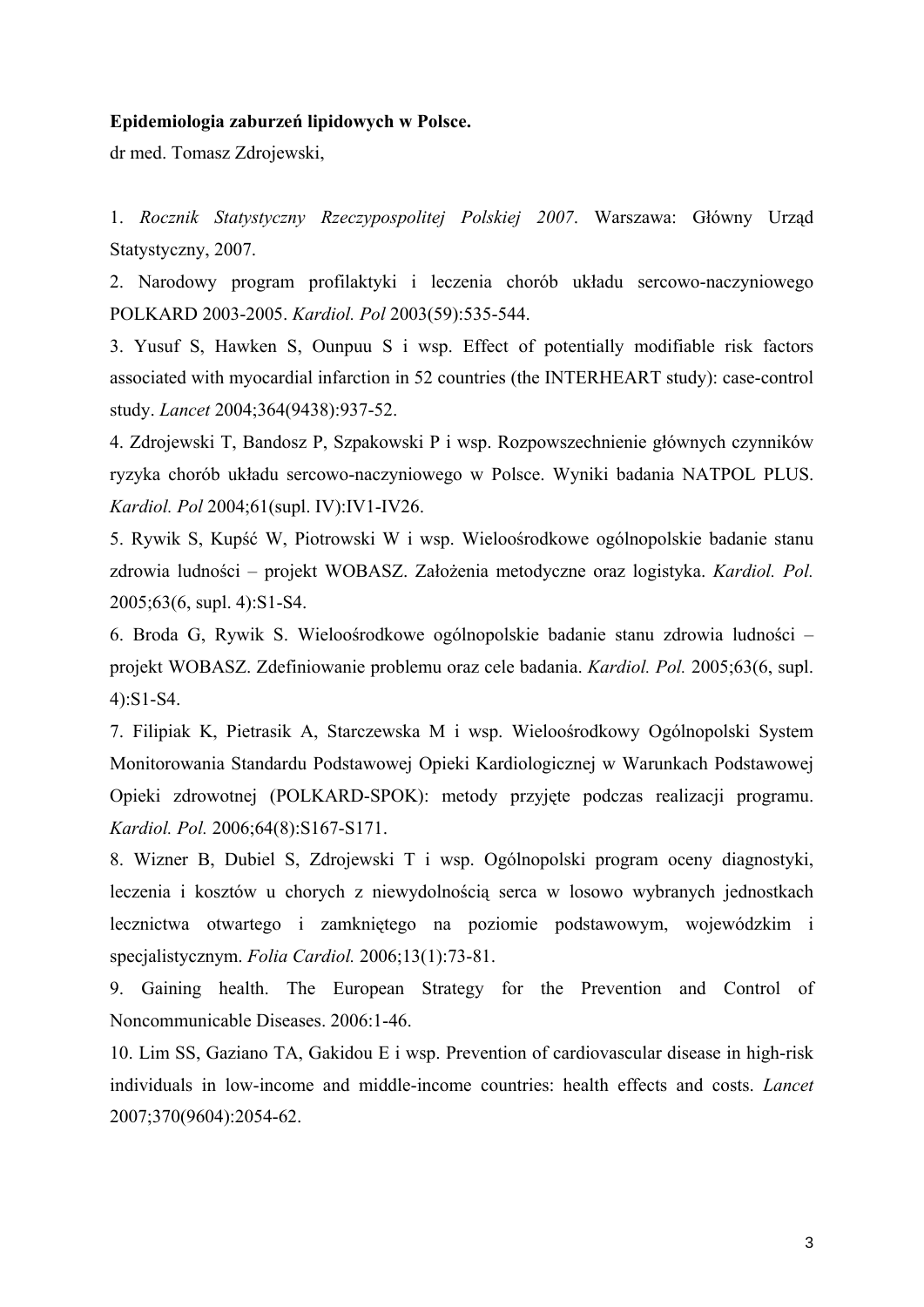**Epidemiologia zaburzeń lipidowych w Polsce.**

dr med. Tomasz Zdrojewski,

1. *Rocznik Statystyczny Rzeczypospolitej Polskiej 2007*. Warszawa: Główny Urząd Statystyczny, 2007.
2. Narodowy program profilaktyki i leczenia chorób układu sercowo-naczyniowego POLKARD 2003-2005. *Kardiol. Pol* 2003(59):535-544.
3. Yusuf S, Hawken S, Ounpuu S i wsp. Effect of potentially modifiable risk factors associated with myocardial infarction in 52 countries (the INTERHEART study): case-control study. *Lancet* 2004;364(9438):937-52.
4. Zdrojewski T, Bandosz P, Szpakowski P i wsp. Rozpowszechnienie głównych czynników ryzyka chorób układu sercowo-naczyniowego w Polsce. Wyniki badania NATPOL PLUS. *Kardiol. Pol* 2004;61(supl. IV):IV1-IV26.
5. Rywik S, Kupść W, Piotrowski W i wsp. Wieloośrodkowe ogólnopolskie badanie stanu zdrowia ludności – projekt WOBASZ. Założenia metodyczne oraz logistyka. *Kardiol. Pol.* 2005;63(6, supl. 4):S1-S4.
6. Broda G, Rywik S. Wieloośrodkowe ogólnopolskie badanie stanu zdrowia ludności – projekt WOBASZ. Zdefiniowanie problemu oraz cele badania. *Kardiol. Pol.* 2005;63(6, supl. 4):S1-S4.
7. Filipiak K, Pietrasik A, Starczewska M i wsp. Wieloośrodkowy Ogólnopolski System Monitorowania Standardu Podstawowej Opieki Kardiologicznej w Warunkach Podstawowej Opieki zdrowotnej (POLKARD-SPOK): metody przyjęte podczas realizacji programu. *Kardiol. Pol.* 2006;64(8):S167-S171.
8. Wizner B, Dubiel S, Zdrojewski T i wsp. Ogólnopolski program oceny diagnostyki, leczenia i kosztów u chorych z niewydolnością serca w losowo wybranych jednostkach lecznictwa otwartego i zamkniętego na poziomie podstawowym, wojewódzkim i specjalistycznym. *Folia Cardiol.* 2006;13(1):73-81.
9. Gaining health. The European Strategy for the Prevention and Control of Noncommunicable Diseases. 2006:1-46.
10. Lim SS, Gaziano TA, Gakidou E i wsp. Prevention of cardiovascular disease in high-risk individuals in low-income and middle-income countries: health effects and costs. *Lancet* 2007;370(9604):2054-62.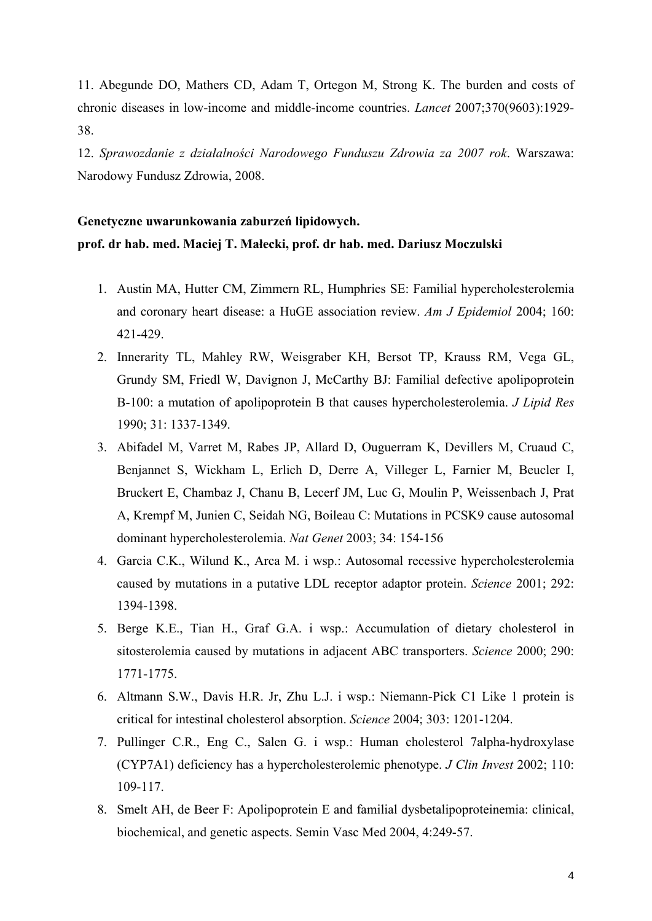11. Abegunde DO, Mathers CD, Adam T, Ortegon M, Strong K. The burden and costs of chronic diseases in low-income and middle-income countries. *Lancet* 2007;370(9603):1929-38.

12. *Sprawozdanie z działalności Narodowego Funduszu Zdrowia za 2007 rok*. Warszawa: Narodowy Fundusz Zdrowia, 2008.

**Genetyczne uwarunkowania zaburzeń lipidowych.**
**prof. dr hab. med. Maciej T. Małecki, prof. dr hab. med. Dariusz Moczulski**

1. Austin MA, Hutter CM, Zimmern RL, Humphries SE: Familial hypercholesterolemia and coronary heart disease: a HuGE association review. *Am J Epidemiol* 2004; 160: 421-429.
2. Innerarity TL, Mahley RW, Weisgraber KH, Bersot TP, Krauss RM, Vega GL, Grundy SM, Friedl W, Davignon J, McCarthy BJ: Familial defective apolipoprotein B-100: a mutation of apolipoprotein B that causes hypercholesterolemia. *J Lipid Res* 1990; 31: 1337-1349.
3. Abifadel M, Varret M, Rabes JP, Allard D, Ouguerram K, Devillers M, Cruaud C, Benjannet S, Wickham L, Erlich D, Derre A, Villeger L, Farnier M, Beucler I, Bruckert E, Chambaz J, Chanu B, Lecerf JM, Luc G, Moulin P, Weissenbach J, Prat A, Krempf M, Junien C, Seidah NG, Boileau C: Mutations in PCSK9 cause autosomal dominant hypercholesterolemia. *Nat Genet* 2003; 34: 154-156
4. Garcia C.K., Wilund K., Arca M. i wsp.: Autosomal recessive hypercholesterolemia caused by mutations in a putative LDL receptor adaptor protein. *Science* 2001; 292: 1394-1398.
5. Berge K.E., Tian H., Graf G.A. i wsp.: Accumulation of dietary cholesterol in sitosterolemia caused by mutations in adjacent ABC transporters. *Science* 2000; 290: 1771-1775.
6. Altmann S.W., Davis H.R. Jr, Zhu L.J. i wsp.: Niemann-Pick C1 Like 1 protein is critical for intestinal cholesterol absorption. *Science* 2004; 303: 1201-1204.
7. Pullinger C.R., Eng C., Salen G. i wsp.: Human cholesterol 7alpha-hydroxylase (CYP7A1) deficiency has a hypercholesterolemic phenotype. *J Clin Invest* 2002; 110: 109-117.
8. Smelt AH, de Beer F: Apolipoprotein E and familial dysbetalipoproteinemia: clinical, biochemical, and genetic aspects. Semin Vasc Med 2004, 4:249-57.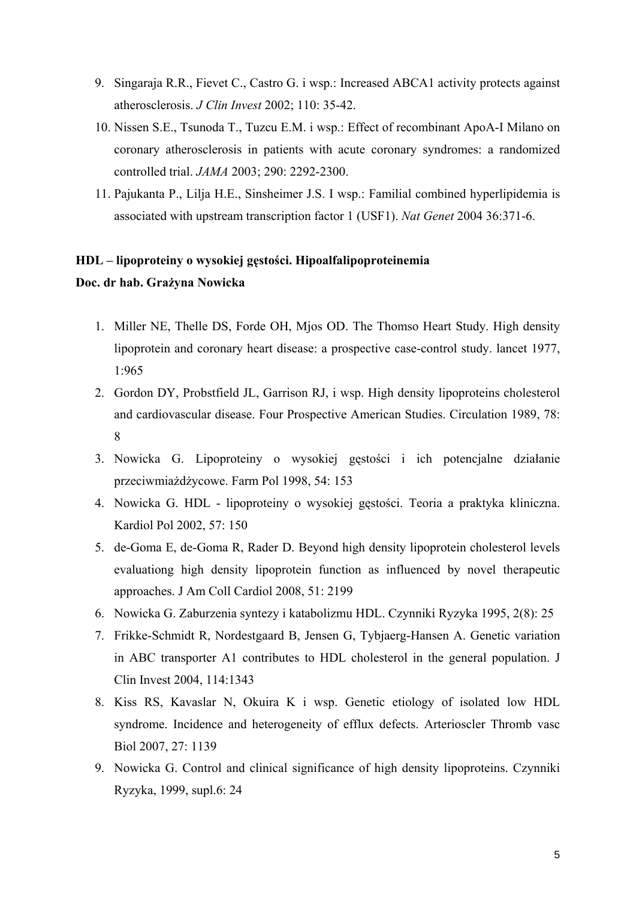9. Singaraja R.R., Fievet C., Castro G. i wsp.: Increased ABCA1 activity protects against atherosclerosis. *J Clin Invest* 2002; 110: 35-42.
10. Nissen S.E., Tsunoda T., Tuzcu E.M. i wsp.: Effect of recombinant ApoA-I Milano on coronary atherosclerosis in patients with acute coronary syndromes: a randomized controlled trial. *JAMA* 2003; 290: 2292-2300.
11. Pajukanta P., Lilja H.E., Sinsheimer J.S. I wsp.: Familial combined hyperlipidemia is associated with upstream transcription factor 1 (USF1). *Nat Genet* 2004 36:371-6.

**HDL – lipoproteiny o wysokiej gęstości. Hipoalfalipoproteinemia**
**Doc. dr hab. Grażyna Nowicka**

1. Miller NE, Thelle DS, Forde OH, Mjos OD. The Thomso Heart Study. High density lipoprotein and coronary heart disease: a prospective case-control study. lancet 1977, 1:965
2. Gordon DY, Probstfield JL, Garrison RJ, i wsp. High density lipoproteins cholesterol and cardiovascular disease. Four Prospective American Studies. Circulation 1989, 78: 8
3. Nowicka G. Lipoproteiny o wysokiej gęstości i ich potencjalne działanie przeciwmiażdżycowe. Farm Pol 1998, 54: 153
4. Nowicka G. HDL - lipoproteiny o wysokiej gęstości. Teoria a praktyka kliniczna. Kardiol Pol 2002, 57: 150
5. de-Goma E, de-Goma R, Rader D. Beyond high density lipoprotein cholesterol levels evaluationg high density lipoprotein function as influenced by novel therapeutic approaches. J Am Coll Cardiol 2008, 51: 2199
6. Nowicka G. Zaburzenia syntezy i katabolizmu HDL. Czynniki Ryzyka 1995, 2(8): 25
7. Frikke-Schmidt R, Nordestgaard B, Jensen G, Tybjaerg-Hansen A. Genetic variation in ABC transporter A1 contributes to HDL cholesterol in the general population. J Clin Invest 2004, 114:1343
8. Kiss RS, Kavaslar N, Okuira K i wsp. Genetic etiology of isolated low HDL syndrome. Incidence and heterogeneity of efflux defects. Arterioscler Thromb vasc Biol 2007, 27: 1139
9. Nowicka G. Control and clinical significance of high density lipoproteins. Czynniki Ryzyka, 1999, supl.6: 24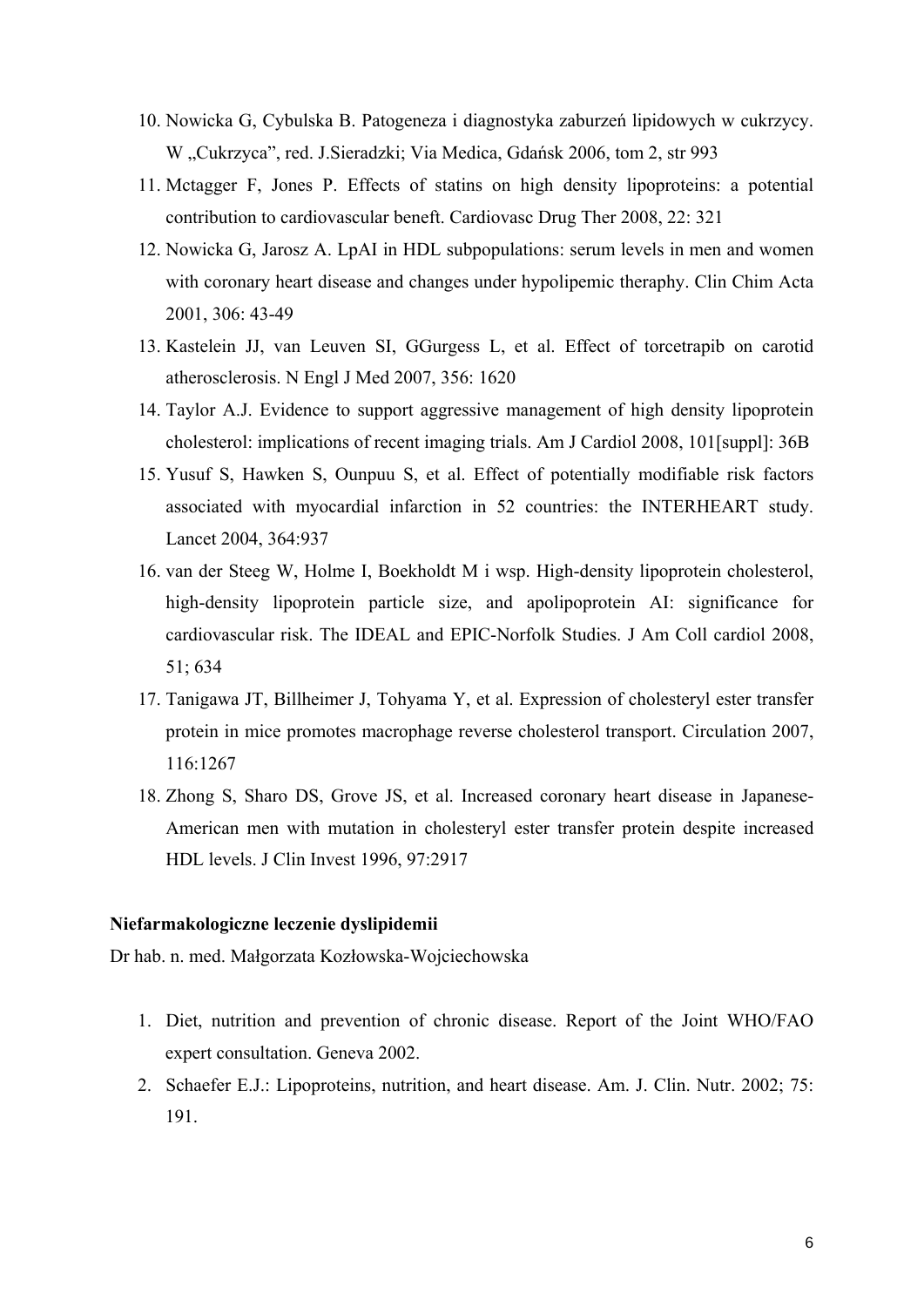10. Nowicka G, Cybulska B. Patogeneza i diagnostyka zaburzeń lipidowych w cukrzycy. W „Cukrzyca", red. J.Sieradzki; Via Medica, Gdańsk 2006, tom 2, str 993
11. Mctagger F, Jones P. Effects of statins on high density lipoproteins: a potential contribution to cardiovascular beneft. Cardiovasc Drug Ther 2008, 22: 321
12. Nowicka G, Jarosz A. LpAI in HDL subpopulations: serum levels in men and women with coronary heart disease and changes under hypolipemic theraphy. Clin Chim Acta 2001, 306: 43-49
13. Kastelein JJ, van Leuven SI, GGurgess L, et al. Effect of torcetrapib on carotid atherosclerosis. N Engl J Med 2007, 356: 1620
14. Taylor A.J. Evidence to support aggressive management of high density lipoprotein cholesterol: implications of recent imaging trials. Am J Cardiol 2008, 101[suppl]: 36B
15. Yusuf S, Hawken S, Ounpuu S, et al. Effect of potentially modifiable risk factors associated with myocardial infarction in 52 countries: the INTERHEART study. Lancet 2004, 364:937
16. van der Steeg W, Holme I, Boekholdt M i wsp. High-density lipoprotein cholesterol, high-density lipoprotein particle size, and apolipoprotein AI: significance for cardiovascular risk. The IDEAL and EPIC-Norfolk Studies. J Am Coll cardiol 2008, 51; 634
17. Tanigawa JT, Billheimer J, Tohyama Y, et al. Expression of cholesteryl ester transfer protein in mice promotes macrophage reverse cholesterol transport. Circulation 2007, 116:1267
18. Zhong S, Sharo DS, Grove JS, et al. Increased coronary heart disease in Japanese-American men with mutation in cholesteryl ester transfer protein despite increased HDL levels. J Clin Invest 1996, 97:2917

**Niefarmakologiczne leczenie dyslipidemii**

Dr hab. n. med. Małgorzata Kozłowska-Wojciechowska

1. Diet, nutrition and prevention of chronic disease. Report of the Joint WHO/FAO expert consultation. Geneva 2002.
2. Schaefer E.J.: Lipoproteins, nutrition, and heart disease. Am. J. Clin. Nutr. 2002; 75: 191.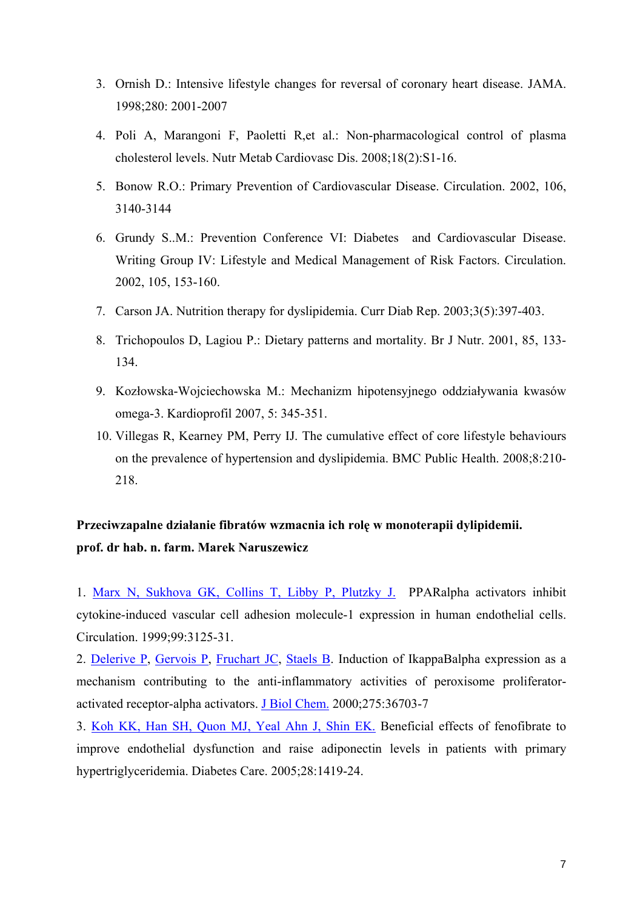3. Ornish D.: Intensive lifestyle changes for reversal of coronary heart disease. JAMA. 1998;280: 2001-2007
4. Poli A, Marangoni F, Paoletti R,et al.: Non-pharmacological control of plasma cholesterol levels. Nutr Metab Cardiovasc Dis. 2008;18(2):S1-16.
5. Bonow R.O.: Primary Prevention of Cardiovascular Disease. Circulation. 2002, 106, 3140-3144
6. Grundy S..M.: Prevention Conference VI: Diabetes and Cardiovascular Disease. Writing Group IV: Lifestyle and Medical Management of Risk Factors. Circulation. 2002, 105, 153-160.
7. Carson JA. Nutrition therapy for dyslipidemia. Curr Diab Rep. 2003;3(5):397-403.
8. Trichopoulos D, Lagiou P.: Dietary patterns and mortality. Br J Nutr. 2001, 85, 133-134.
9. Kozłowska-Wojciechowska M.: Mechanizm hipotensyjnego oddziaływania kwasów omega-3. Kardioprofil 2007, 5: 345-351.
10. Villegas R, Kearney PM, Perry IJ. The cumulative effect of core lifestyle behaviours on the prevalence of hypertension and dyslipidemia. BMC Public Health. 2008;8:210-218.

**Przeciwzapalne działanie fibratów wzmacnia ich rolę w monoterapii dylipidemii.**
**prof. dr hab. n. farm. Marek Naruszewicz**

1. Marx N, Sukhova GK, Collins T, Libby P, Plutzky J. PPARalpha activators inhibit cytokine-induced vascular cell adhesion molecule-1 expression in human endothelial cells. Circulation. 1999;99:3125-31.

2. Delerive P, Gervois P, Fruchart JC, Staels B. Induction of IkappaBalpha expression as a mechanism contributing to the anti-inflammatory activities of peroxisome proliferator-activated receptor-alpha activators. J Biol Chem. 2000;275:36703-7

3. Koh KK, Han SH, Quon MJ, Yeal Ahn J, Shin EK. Beneficial effects of fenofibrate to improve endothelial dysfunction and raise adiponectin levels in patients with primary hypertriglyceridemia. Diabetes Care. 2005;28:1419-24.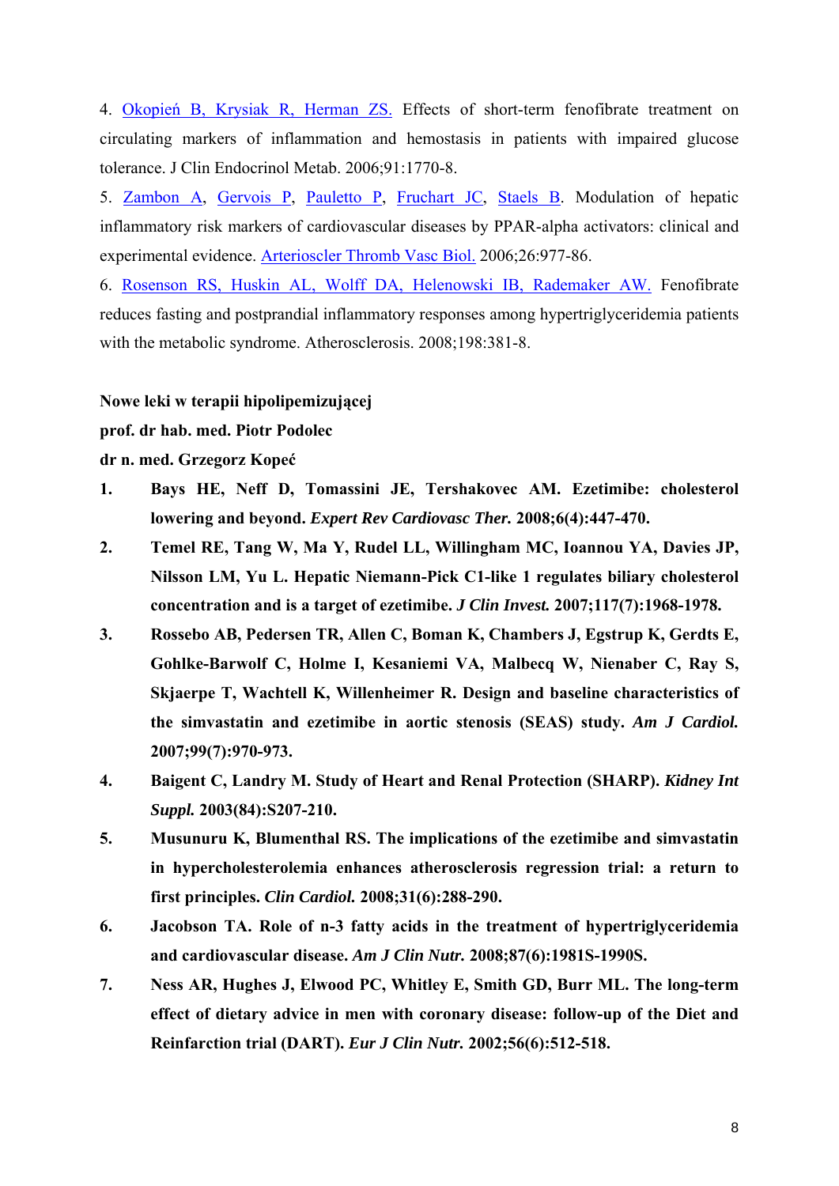4. Okopień B, Krysiak R, Herman ZS. Effects of short-term fenofibrate treatment on circulating markers of inflammation and hemostasis in patients with impaired glucose tolerance. J Clin Endocrinol Metab. 2006;91:1770-8.

5. Zambon A, Gervois P, Pauletto P, Fruchart JC, Staels B. Modulation of hepatic inflammatory risk markers of cardiovascular diseases by PPAR-alpha activators: clinical and experimental evidence. Arterioscler Thromb Vasc Biol. 2006;26:977-86.

6. Rosenson RS, Huskin AL, Wolff DA, Helenowski IB, Rademaker AW. Fenofibrate reduces fasting and postprandial inflammatory responses among hypertriglyceridemia patients with the metabolic syndrome. Atherosclerosis. 2008;198:381-8.

**Nowe leki w terapii hipolipemizującej**

**prof. dr hab. med. Piotr Podolec**

**dr n. med. Grzegorz Kopeć**

1. **Bays HE, Neff D, Tomassini JE, Tershakovec AM. Ezetimibe: cholesterol lowering and beyond. *Expert Rev Cardiovasc Ther.* 2008;6(4):447-470.**
2. **Temel RE, Tang W, Ma Y, Rudel LL, Willingham MC, Ioannou YA, Davies JP, Nilsson LM, Yu L. Hepatic Niemann-Pick C1-like 1 regulates biliary cholesterol concentration and is a target of ezetimibe. *J Clin Invest.* 2007;117(7):1968-1978.**
3. **Rossebo AB, Pedersen TR, Allen C, Boman K, Chambers J, Egstrup K, Gerdts E, Gohlke-Barwolf C, Holme I, Kesaniemi VA, Malbecq W, Nienaber C, Ray S, Skjaerpe T, Wachtell K, Willenheimer R. Design and baseline characteristics of the simvastatin and ezetimibe in aortic stenosis (SEAS) study. *Am J Cardiol.* 2007;99(7):970-973.**
4. **Baigent C, Landry M. Study of Heart and Renal Protection (SHARP). *Kidney Int Suppl.* 2003(84):S207-210.**
5. **Musunuru K, Blumenthal RS. The implications of the ezetimibe and simvastatin in hypercholesterolemia enhances atherosclerosis regression trial: a return to first principles. *Clin Cardiol.* 2008;31(6):288-290.**
6. **Jacobson TA. Role of n-3 fatty acids in the treatment of hypertriglyceridemia and cardiovascular disease. *Am J Clin Nutr.* 2008;87(6):1981S-1990S.**
7. **Ness AR, Hughes J, Elwood PC, Whitley E, Smith GD, Burr ML. The long-term effect of dietary advice in men with coronary disease: follow-up of the Diet and Reinfarction trial (DART). *Eur J Clin Nutr.* 2002;56(6):512-518.**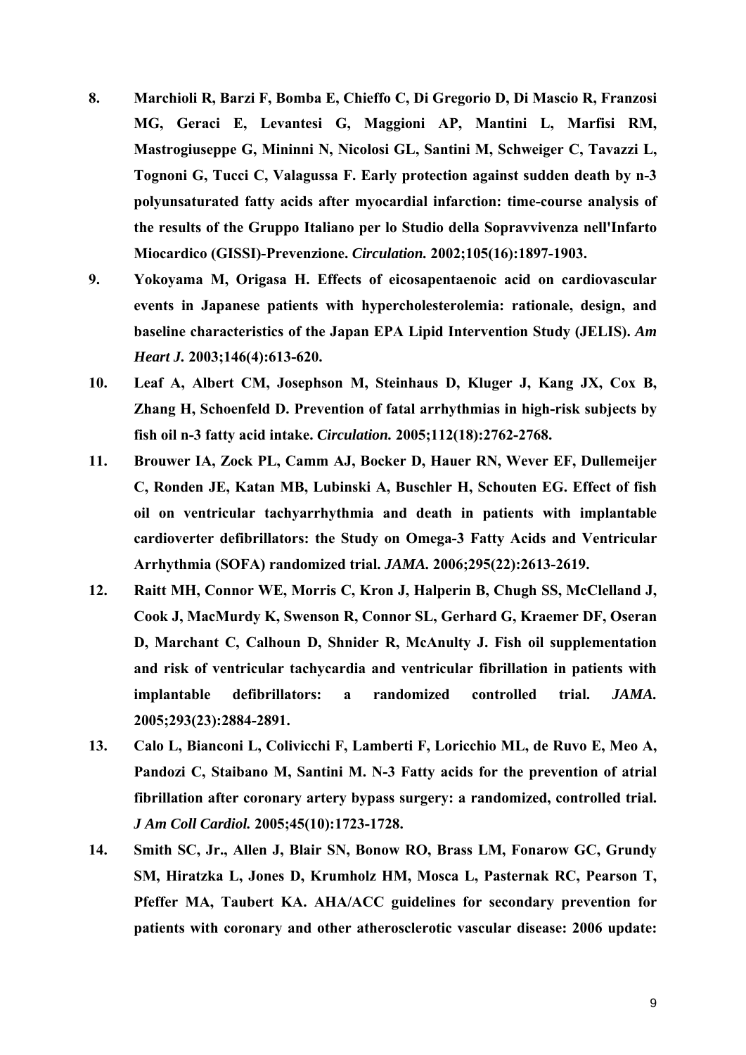8. **Marchioli R, Barzi F, Bomba E, Chieffo C, Di Gregorio D, Di Mascio R, Franzosi MG, Geraci E, Levantesi G, Maggioni AP, Mantini L, Marfisi RM, Mastrogiuseppe G, Mininni N, Nicolosi GL, Santini M, Schweiger C, Tavazzi L, Tognoni G, Tucci C, Valagussa F. Early protection against sudden death by n-3 polyunsaturated fatty acids after myocardial infarction: time-course analysis of the results of the Gruppo Italiano per lo Studio della Sopravvivenza nell'Infarto Miocardico (GISSI)-Prevenzione. *Circulation.* 2002;105(16):1897-1903.**

9. **Yokoyama M, Origasa H. Effects of eicosapentaenoic acid on cardiovascular events in Japanese patients with hypercholesterolemia: rationale, design, and baseline characteristics of the Japan EPA Lipid Intervention Study (JELIS). *Am Heart J.* 2003;146(4):613-620.**

10. **Leaf A, Albert CM, Josephson M, Steinhaus D, Kluger J, Kang JX, Cox B, Zhang H, Schoenfeld D. Prevention of fatal arrhythmias in high-risk subjects by fish oil n-3 fatty acid intake. *Circulation.* 2005;112(18):2762-2768.**

11. **Brouwer IA, Zock PL, Camm AJ, Bocker D, Hauer RN, Wever EF, Dullemeijer C, Ronden JE, Katan MB, Lubinski A, Buschler H, Schouten EG. Effect of fish oil on ventricular tachyarrhythmia and death in patients with implantable cardioverter defibrillators: the Study on Omega-3 Fatty Acids and Ventricular Arrhythmia (SOFA) randomized trial. *JAMA.* 2006;295(22):2613-2619.**

12. **Raitt MH, Connor WE, Morris C, Kron J, Halperin B, Chugh SS, McClelland J, Cook J, MacMurdy K, Swenson R, Connor SL, Gerhard G, Kraemer DF, Oseran D, Marchant C, Calhoun D, Shnider R, McAnulty J. Fish oil supplementation and risk of ventricular tachycardia and ventricular fibrillation in patients with implantable defibrillators: a randomized controlled trial. *JAMA.* 2005;293(23):2884-2891.**

13. **Calo L, Bianconi L, Colivicchi F, Lamberti F, Loricchio ML, de Ruvo E, Meo A, Pandozi C, Staibano M, Santini M. N-3 Fatty acids for the prevention of atrial fibrillation after coronary artery bypass surgery: a randomized, controlled trial. *J Am Coll Cardiol.* 2005;45(10):1723-1728.**

14. **Smith SC, Jr., Allen J, Blair SN, Bonow RO, Brass LM, Fonarow GC, Grundy SM, Hiratzka L, Jones D, Krumholz HM, Mosca L, Pasternak RC, Pearson T, Pfeffer MA, Taubert KA. AHA/ACC guidelines for secondary prevention for patients with coronary and other atherosclerotic vascular disease: 2006 update:**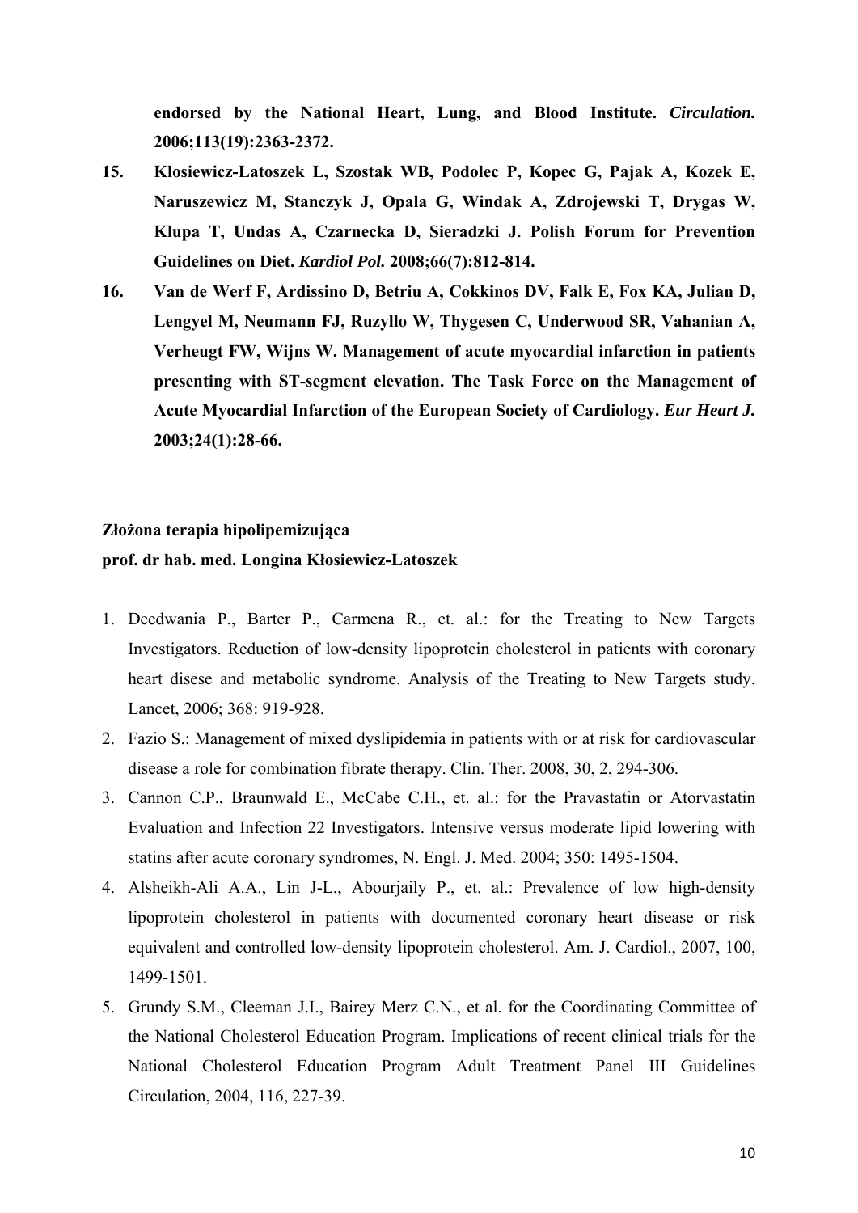**endorsed by the National Heart, Lung, and Blood Institute. *Circulation.* 2006;113(19):2363-2372.**

15. **Klosiewicz-Latoszek L, Szostak WB, Podolec P, Kopec G, Pajak A, Kozek E, Naruszewicz M, Stanczyk J, Opala G, Windak A, Zdrojewski T, Drygas W, Klupa T, Undas A, Czarnecka D, Sieradzki J. Polish Forum for Prevention Guidelines on Diet. *Kardiol Pol.* 2008;66(7):812-814.**
16. **Van de Werf F, Ardissino D, Betriu A, Cokkinos DV, Falk E, Fox KA, Julian D, Lengyel M, Neumann FJ, Ruzyllo W, Thygesen C, Underwood SR, Vahanian A, Verheugt FW, Wijns W. Management of acute myocardial infarction in patients presenting with ST-segment elevation. The Task Force on the Management of Acute Myocardial Infarction of the European Society of Cardiology. *Eur Heart J.* 2003;24(1):28-66.**

**Złożona terapia hipolipemizująca**
**prof. dr hab. med. Longina Kłosiewicz-Latoszek**

1. Deedwania P., Barter P., Carmena R., et. al.: for the Treating to New Targets Investigators. Reduction of low-density lipoprotein cholesterol in patients with coronary heart disese and metabolic syndrome. Analysis of the Treating to New Targets study. Lancet, 2006; 368: 919-928.
2. Fazio S.: Management of mixed dyslipidemia in patients with or at risk for cardiovascular disease a role for combination fibrate therapy. Clin. Ther. 2008, 30, 2, 294-306.
3. Cannon C.P., Braunwald E., McCabe C.H., et. al.: for the Pravastatin or Atorvastatin Evaluation and Infection 22 Investigators. Intensive versus moderate lipid lowering with statins after acute coronary syndromes, N. Engl. J. Med. 2004; 350: 1495-1504.
4. Alsheikh-Ali A.A., Lin J-L., Abourjaily P., et. al.: Prevalence of low high-density lipoprotein cholesterol in patients with documented coronary heart disease or risk equivalent and controlled low-density lipoprotein cholesterol. Am. J. Cardiol., 2007, 100, 1499-1501.
5. Grundy S.M., Cleeman J.I., Bairey Merz C.N., et al. for the Coordinating Committee of the National Cholesterol Education Program. Implications of recent clinical trials for the National Cholesterol Education Program Adult Treatment Panel III Guidelines Circulation, 2004, 116, 227-39.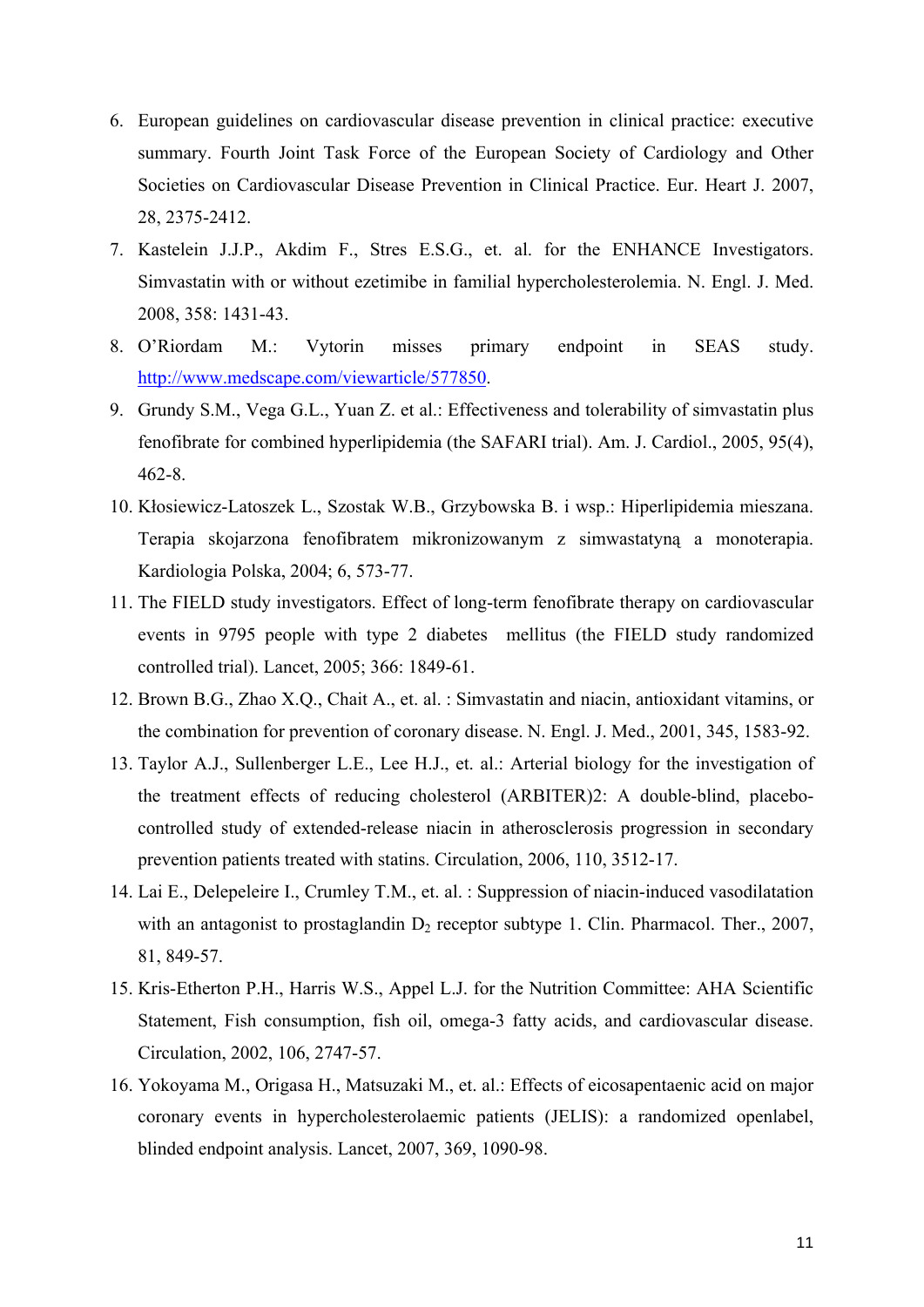6. European guidelines on cardiovascular disease prevention in clinical practice: executive summary. Fourth Joint Task Force of the European Society of Cardiology and Other Societies on Cardiovascular Disease Prevention in Clinical Practice. Eur. Heart J. 2007, 28, 2375-2412.
7. Kastelein J.J.P., Akdim F., Stres E.S.G., et. al. for the ENHANCE Investigators. Simvastatin with or without ezetimibe in familial hypercholesterolemia. N. Engl. J. Med. 2008, 358: 1431-43.
8. O'Riordam M.: Vytorin misses primary endpoint in SEAS study. http://www.medscape.com/viewarticle/577850.
9. Grundy S.M., Vega G.L., Yuan Z. et al.: Effectiveness and tolerability of simvastatin plus fenofibrate for combined hyperlipidemia (the SAFARI trial). Am. J. Cardiol., 2005, 95(4), 462-8.
10. Kłosiewicz-Latoszek L., Szostak W.B., Grzybowska B. i wsp.: Hiperlipidemia mieszana. Terapia skojarzona fenofibratem mikronizowanym z simwastatyną a monoterapia. Kardiologia Polska, 2004; 6, 573-77.
11. The FIELD study investigators. Effect of long-term fenofibrate therapy on cardiovascular events in 9795 people with type 2 diabetes mellitus (the FIELD study randomized controlled trial). Lancet, 2005; 366: 1849-61.
12. Brown B.G., Zhao X.Q., Chait A., et. al. : Simvastatin and niacin, antioxidant vitamins, or the combination for prevention of coronary disease. N. Engl. J. Med., 2001, 345, 1583-92.
13. Taylor A.J., Sullenberger L.E., Lee H.J., et. al.: Arterial biology for the investigation of the treatment effects of reducing cholesterol (ARBITER)2: A double-blind, placebo-controlled study of extended-release niacin in atherosclerosis progression in secondary prevention patients treated with statins. Circulation, 2006, 110, 3512-17.
14. Lai E., Delepeleire I., Crumley T.M., et. al. : Suppression of niacin-induced vasodilatation with an antagonist to prostaglandin $D_2$ receptor subtype 1. Clin. Pharmacol. Ther., 2007, 81, 849-57.
15. Kris-Etherton P.H., Harris W.S., Appel L.J. for the Nutrition Committee: AHA Scientific Statement, Fish consumption, fish oil, omega-3 fatty acids, and cardiovascular disease. Circulation, 2002, 106, 2747-57.
16. Yokoyama M., Origasa H., Matsuzaki M., et. al.: Effects of eicosapentaenic acid on major coronary events in hypercholesterolaemic patients (JELIS): a randomized openlabel, blinded endpoint analysis. Lancet, 2007, 369, 1090-98.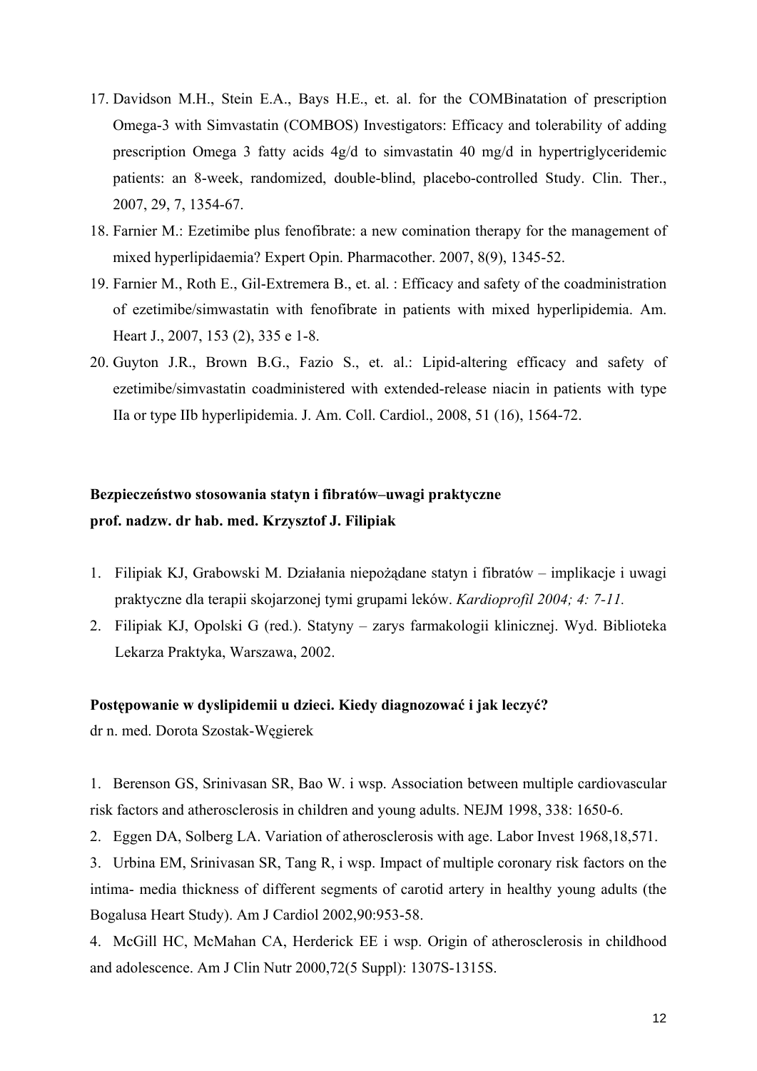17. Davidson M.H., Stein E.A., Bays H.E., et. al. for the COMBinatation of prescription Omega-3 with Simvastatin (COMBOS) Investigators: Efficacy and tolerability of adding prescription Omega 3 fatty acids 4g/d to simvastatin 40 mg/d in hypertriglyceridemic patients: an 8-week, randomized, double-blind, placebo-controlled Study. Clin. Ther., 2007, 29, 7, 1354-67.
18. Farnier M.: Ezetimibe plus fenofibrate: a new comination therapy for the management of mixed hyperlipidaemia? Expert Opin. Pharmacother. 2007, 8(9), 1345-52.
19. Farnier M., Roth E., Gil-Extremera B., et. al. : Efficacy and safety of the coadministration of ezetimibe/simwastatin with fenofibrate in patients with mixed hyperlipidemia. Am. Heart J., 2007, 153 (2), 335 e 1-8.
20. Guyton J.R., Brown B.G., Fazio S., et. al.: Lipid-altering efficacy and safety of ezetimibe/simvastatin coadministered with extended-release niacin in patients with type IIa or type IIb hyperlipidemia. J. Am. Coll. Cardiol., 2008, 51 (16), 1564-72.

**Bezpieczeństwo stosowania statyn i fibratów–uwagi praktyczne**
**prof. nadzw. dr hab. med. Krzysztof J. Filipiak**

1. Filipiak KJ, Grabowski M. Działania niepożądane statyn i fibratów – implikacje i uwagi praktyczne dla terapii skojarzonej tymi grupami leków. *Kardioprofil 2004; 4: 7-11.*
2. Filipiak KJ, Opolski G (red.). Statyny – zarys farmakologii klinicznej. Wyd. Biblioteka Lekarza Praktyka, Warszawa, 2002.

**Postępowanie w dyslipidemii u dzieci. Kiedy diagnozować i jak leczyć?**
dr n. med. Dorota Szostak-Węgierek

1. Berenson GS, Srinivasan SR, Bao W. i wsp. Association between multiple cardiovascular risk factors and atherosclerosis in children and young adults. NEJM 1998, 338: 1650-6.
2. Eggen DA, Solberg LA. Variation of atherosclerosis with age. Labor Invest 1968,18,571.
3. Urbina EM, Srinivasan SR, Tang R, i wsp. Impact of multiple coronary risk factors on the intima- media thickness of different segments of carotid artery in healthy young adults (the Bogalusa Heart Study). Am J Cardiol 2002,90:953-58.
4. McGill HC, McMahan CA, Herderick EE i wsp. Origin of atherosclerosis in childhood and adolescence. Am J Clin Nutr 2000,72(5 Suppl): 1307S-1315S.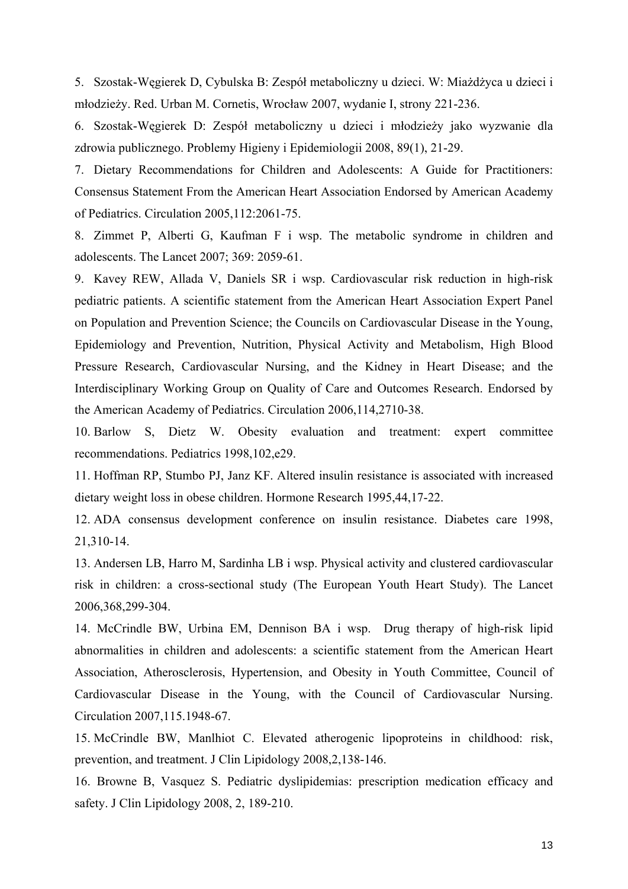5. Szostak-Węgierek D, Cybulska B: Zespół metaboliczny u dzieci. W: Miażdżyca u dzieci i młodzieży. Red. Urban M. Cornetis, Wrocław 2007, wydanie I, strony 221-236.

6. Szostak-Węgierek D: Zespół metaboliczny u dzieci i młodzieży jako wyzwanie dla zdrowia publicznego. Problemy Higieny i Epidemiologii 2008, 89(1), 21-29.

7. Dietary Recommendations for Children and Adolescents: A Guide for Practitioners: Consensus Statement From the American Heart Association Endorsed by American Academy of Pediatrics. Circulation 2005,112:2061-75.

8. Zimmet P, Alberti G, Kaufman F i wsp. The metabolic syndrome in children and adolescents. The Lancet 2007; 369: 2059-61.

9. Kavey REW, Allada V, Daniels SR i wsp. Cardiovascular risk reduction in high-risk pediatric patients. A scientific statement from the American Heart Association Expert Panel on Population and Prevention Science; the Councils on Cardiovascular Disease in the Young, Epidemiology and Prevention, Nutrition, Physical Activity and Metabolism, High Blood Pressure Research, Cardiovascular Nursing, and the Kidney in Heart Disease; and the Interdisciplinary Working Group on Quality of Care and Outcomes Research. Endorsed by the American Academy of Pediatrics. Circulation 2006,114,2710-38.

10. Barlow S, Dietz W. Obesity evaluation and treatment: expert committee recommendations. Pediatrics 1998,102,e29.

11. Hoffman RP, Stumbo PJ, Janz KF. Altered insulin resistance is associated with increased dietary weight loss in obese children. Hormone Research 1995,44,17-22.

12. ADA consensus development conference on insulin resistance. Diabetes care 1998, 21,310-14.

13. Andersen LB, Harro M, Sardinha LB i wsp. Physical activity and clustered cardiovascular risk in children: a cross-sectional study (The European Youth Heart Study). The Lancet 2006,368,299-304.

14. McCrindle BW, Urbina EM, Dennison BA i wsp. Drug therapy of high-risk lipid abnormalities in children and adolescents: a scientific statement from the American Heart Association, Atherosclerosis, Hypertension, and Obesity in Youth Committee, Council of Cardiovascular Disease in the Young, with the Council of Cardiovascular Nursing. Circulation 2007,115.1948-67.

15. McCrindle BW, Manlhiot C. Elevated atherogenic lipoproteins in childhood: risk, prevention, and treatment. J Clin Lipidology 2008,2,138-146.

16. Browne B, Vasquez S. Pediatric dyslipidemias: prescription medication efficacy and safety. J Clin Lipidology 2008, 2, 189-210.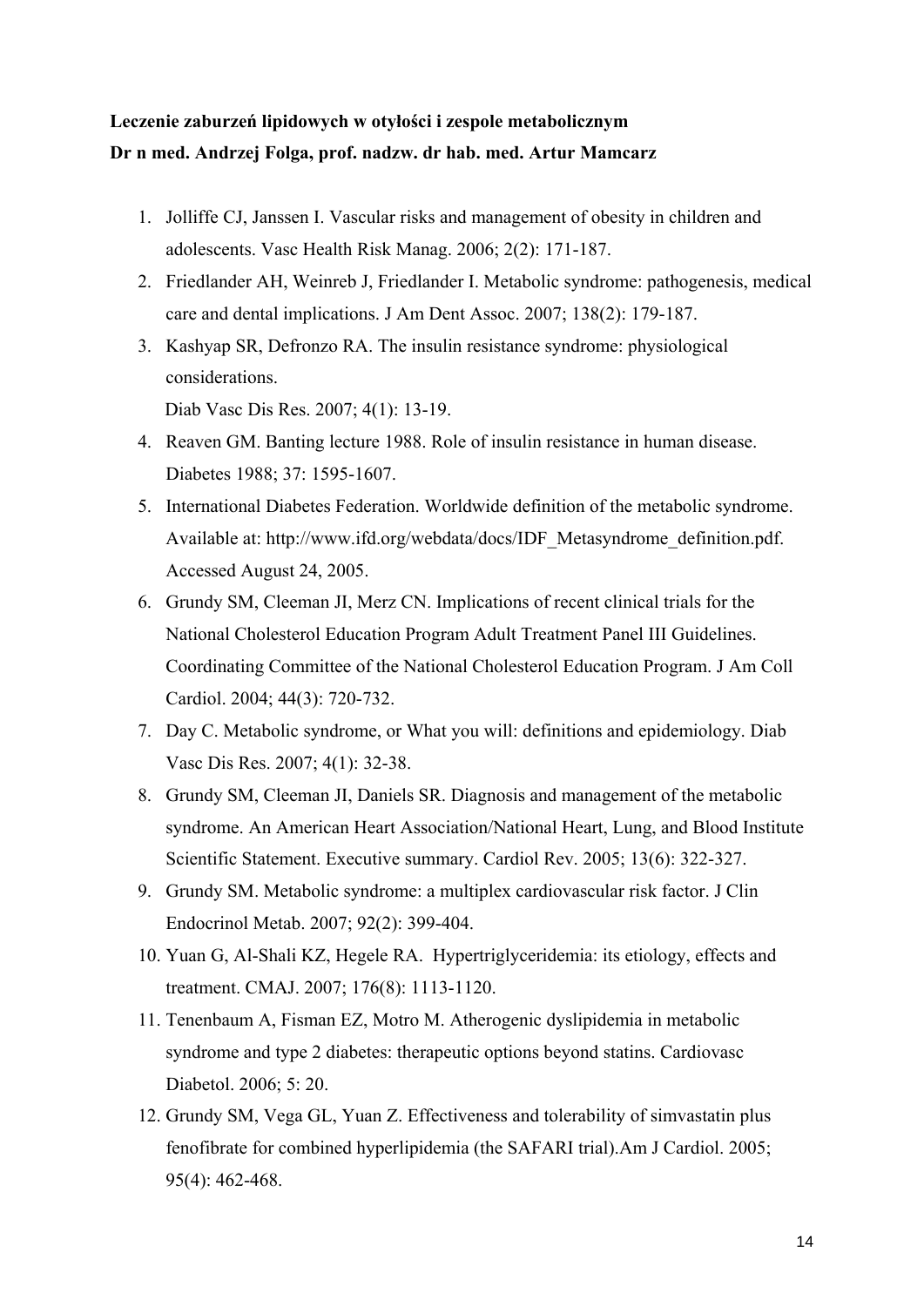**Leczenie zaburzeń lipidowych w otyłości i zespole metabolicznym**
**Dr n med. Andrzej Folga, prof. nadzw. dr hab. med. Artur Mamcarz**

1. Jolliffe CJ, Janssen I. Vascular risks and management of obesity in children and adolescents. Vasc Health Risk Manag. 2006; 2(2): 171-187.
2. Friedlander AH, Weinreb J, Friedlander I. Metabolic syndrome: pathogenesis, medical care and dental implications. J Am Dent Assoc. 2007; 138(2): 179-187.
3. Kashyap SR, Defronzo RA. The insulin resistance syndrome: physiological considerations.
   Diab Vasc Dis Res. 2007; 4(1): 13-19.
4. Reaven GM. Banting lecture 1988. Role of insulin resistance in human disease. Diabetes 1988; 37: 1595-1607.
5. International Diabetes Federation. Worldwide definition of the metabolic syndrome. Available at: http://www.ifd.org/webdata/docs/IDF_Metasyndrome_definition.pdf. Accessed August 24, 2005.
6. Grundy SM, Cleeman JI, Merz CN. Implications of recent clinical trials for the National Cholesterol Education Program Adult Treatment Panel III Guidelines. Coordinating Committee of the National Cholesterol Education Program. J Am Coll Cardiol. 2004; 44(3): 720-732.
7. Day C. Metabolic syndrome, or What you will: definitions and epidemiology. Diab Vasc Dis Res. 2007; 4(1): 32-38.
8. Grundy SM, Cleeman JI, Daniels SR. Diagnosis and management of the metabolic syndrome. An American Heart Association/National Heart, Lung, and Blood Institute Scientific Statement. Executive summary. Cardiol Rev. 2005; 13(6): 322-327.
9. Grundy SM. Metabolic syndrome: a multiplex cardiovascular risk factor. J Clin Endocrinol Metab. 2007; 92(2): 399-404.
10. Yuan G, Al-Shali KZ, Hegele RA. Hypertriglyceridemia: its etiology, effects and treatment. CMAJ. 2007; 176(8): 1113-1120.
11. Tenenbaum A, Fisman EZ, Motro M. Atherogenic dyslipidemia in metabolic syndrome and type 2 diabetes: therapeutic options beyond statins. Cardiovasc Diabetol. 2006; 5: 20.
12. Grundy SM, Vega GL, Yuan Z. Effectiveness and tolerability of simvastatin plus fenofibrate for combined hyperlipidemia (the SAFARI trial).Am J Cardiol. 2005; 95(4): 462-468.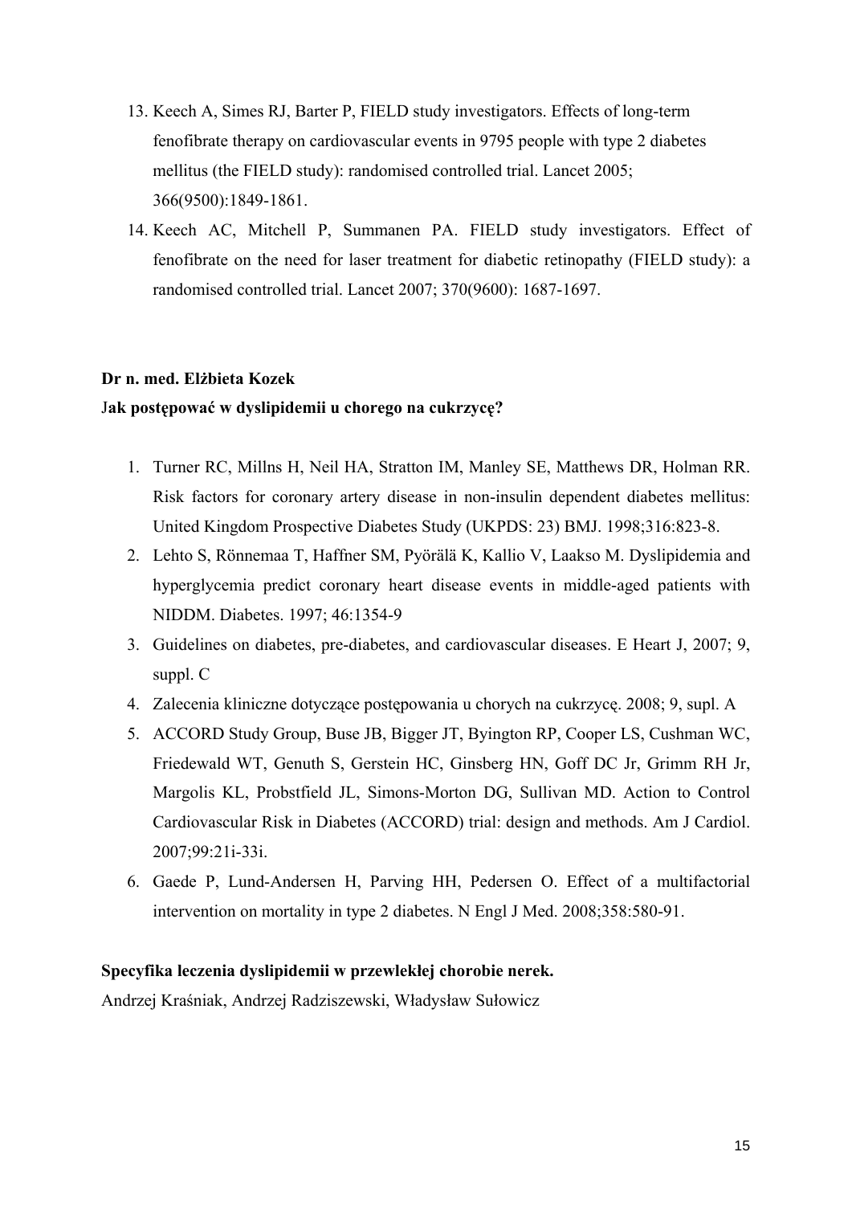13. Keech A, Simes RJ, Barter P, FIELD study investigators. Effects of long-term fenofibrate therapy on cardiovascular events in 9795 people with type 2 diabetes mellitus (the FIELD study): randomised controlled trial. Lancet 2005; 366(9500):1849-1861.
14. Keech AC, Mitchell P, Summanen PA. FIELD study investigators. Effect of fenofibrate on the need for laser treatment for diabetic retinopathy (FIELD study): a randomised controlled trial. Lancet 2007; 370(9600): 1687-1697.

**Dr n. med. Elżbieta Kozek**

**Jak postępować w dyslipidemii u chorego na cukrzycę?**

1. Turner RC, Millns H, Neil HA, Stratton IM, Manley SE, Matthews DR, Holman RR. Risk factors for coronary artery disease in non-insulin dependent diabetes mellitus: United Kingdom Prospective Diabetes Study (UKPDS: 23) BMJ. 1998;316:823-8.
2. Lehto S, Rönnemaa T, Haffner SM, Pyörälä K, Kallio V, Laakso M. Dyslipidemia and hyperglycemia predict coronary heart disease events in middle-aged patients with NIDDM. Diabetes. 1997; 46:1354-9
3. Guidelines on diabetes, pre-diabetes, and cardiovascular diseases. E Heart J, 2007; 9, suppl. C
4. Zalecenia kliniczne dotyczące postępowania u chorych na cukrzycę. 2008; 9, supl. A
5. ACCORD Study Group, Buse JB, Bigger JT, Byington RP, Cooper LS, Cushman WC, Friedewald WT, Genuth S, Gerstein HC, Ginsberg HN, Goff DC Jr, Grimm RH Jr, Margolis KL, Probstfield JL, Simons-Morton DG, Sullivan MD. Action to Control Cardiovascular Risk in Diabetes (ACCORD) trial: design and methods. Am J Cardiol. 2007;99:21i-33i.
6. Gaede P, Lund-Andersen H, Parving HH, Pedersen O. Effect of a multifactorial intervention on mortality in type 2 diabetes. N Engl J Med. 2008;358:580-91.

**Specyfika leczenia dyslipidemii w przewlekłej chorobie nerek.**

Andrzej Kraśniak, Andrzej Radziszewski, Władysław Sułowicz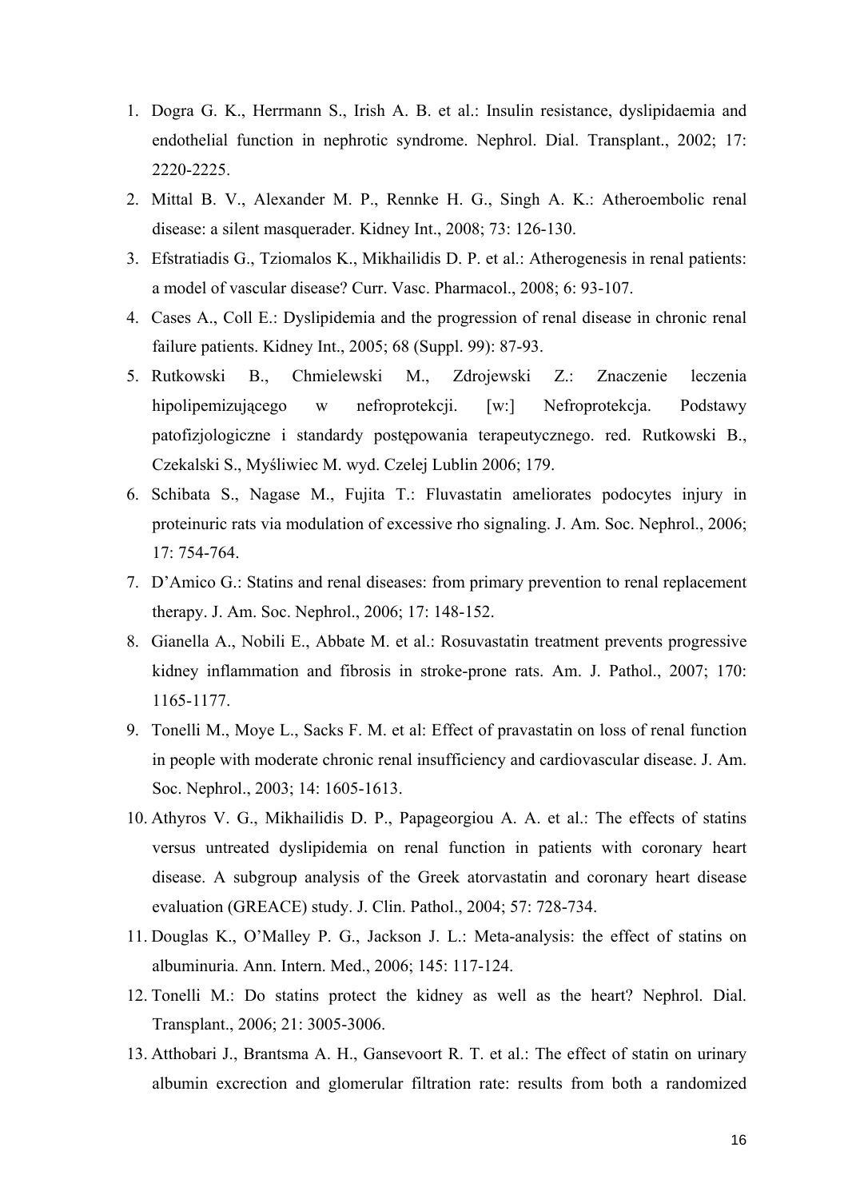1. Dogra G. K., Herrmann S., Irish A. B. et al.: Insulin resistance, dyslipidaemia and endothelial function in nephrotic syndrome. Nephrol. Dial. Transplant., 2002; 17: 2220-2225.
2. Mittal B. V., Alexander M. P., Rennke H. G., Singh A. K.: Atheroembolic renal disease: a silent masquerader. Kidney Int., 2008; 73: 126-130.
3. Efstratiadis G., Tziomalos K., Mikhailidis D. P. et al.: Atherogenesis in renal patients: a model of vascular disease? Curr. Vasc. Pharmacol., 2008; 6: 93-107.
4. Cases A., Coll E.: Dyslipidemia and the progression of renal disease in chronic renal failure patients. Kidney Int., 2005; 68 (Suppl. 99): 87-93.
5. Rutkowski B., Chmielewski M., Zdrojewski Z.: Znaczenie leczenia hipolipemizującego w nefroprotekcji. [w:] Nefroprotekcja. Podstawy patofizjologiczne i standardy postępowania terapeutycznego. red. Rutkowski B., Czekalski S., Myśliwiec M. wyd. Czelej Lublin 2006; 179.
6. Schibata S., Nagase M., Fujita T.: Fluvastatin ameliorates podocytes injury in proteinuric rats via modulation of excessive rho signaling. J. Am. Soc. Nephrol., 2006; 17: 754-764.
7. D'Amico G.: Statins and renal diseases: from primary prevention to renal replacement therapy. J. Am. Soc. Nephrol., 2006; 17: 148-152.
8. Gianella A., Nobili E., Abbate M. et al.: Rosuvastatin treatment prevents progressive kidney inflammation and fibrosis in stroke-prone rats. Am. J. Pathol., 2007; 170: 1165-1177.
9. Tonelli M., Moye L., Sacks F. M. et al: Effect of pravastatin on loss of renal function in people with moderate chronic renal insufficiency and cardiovascular disease. J. Am. Soc. Nephrol., 2003; 14: 1605-1613.
10. Athyros V. G., Mikhailidis D. P., Papageorgiou A. A. et al.: The effects of statins versus untreated dyslipidemia on renal function in patients with coronary heart disease. A subgroup analysis of the Greek atorvastatin and coronary heart disease evaluation (GREACE) study. J. Clin. Pathol., 2004; 57: 728-734.
11. Douglas K., O'Malley P. G., Jackson J. L.: Meta-analysis: the effect of statins on albuminuria. Ann. Intern. Med., 2006; 145: 117-124.
12. Tonelli M.: Do statins protect the kidney as well as the heart? Nephrol. Dial. Transplant., 2006; 21: 3005-3006.
13. Atthobari J., Brantsma A. H., Gansevoort R. T. et al.: The effect of statin on urinary albumin excretion and glomerular filtration rate: results from both a randomized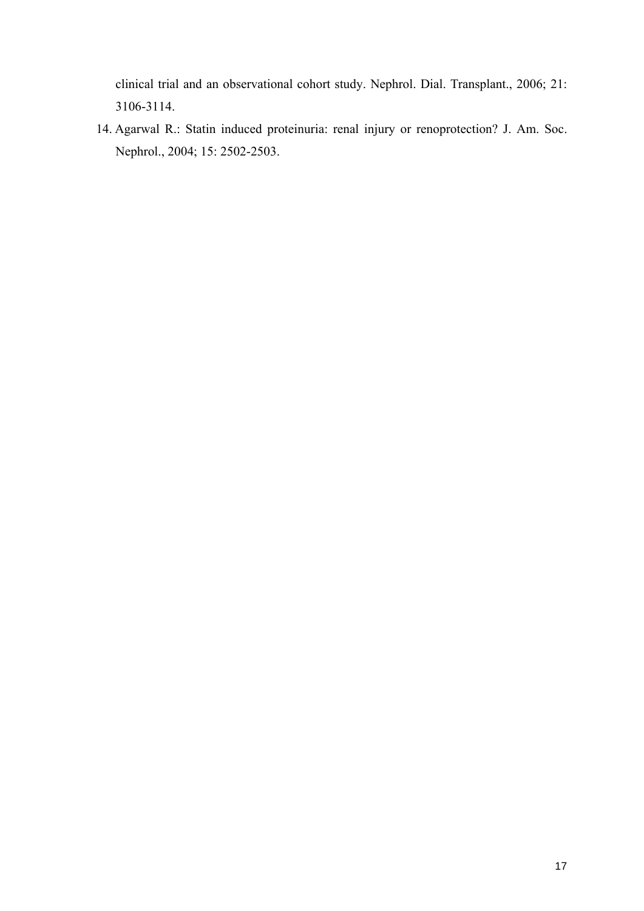clinical trial and an observational cohort study. Nephrol. Dial. Transplant., 2006; 21: 3106-3114.

14. Agarwal R.: Statin induced proteinuria: renal injury or renoprotection? J. Am. Soc. Nephrol., 2004; 15: 2502-2503.